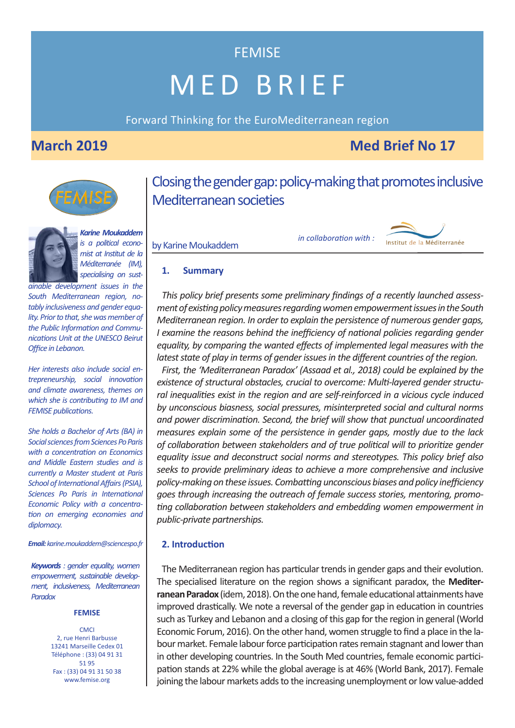FEMISE

# MED BRIEF

Forward Thinking for the EuroMediterranean region

**March 2019** **Med Brief No 17**

# Closing the gender gap: policy-making that promotes inclusive Mediterranean societies

by Karine Moukaddem

*in collaboration with :* Institut de la Méditerranée

***Karine Moukaddem*** *is a political economist at Institut de la Méditerranée (IM), specialising on sustainable development issues in the South Mediterranean region, notably inclusiveness and gender equality. Prior to that, she was member of the Public Information and Communications Unit at the UNESCO Beirut Office in Lebanon.*

*Her interests also include social entrepreneurship, social innovation and climate awareness, themes on which she is contributing to IM and FEMISE publications.*

*She holds a Bachelor of Arts (BA) in Social sciences from Sciences Po Paris with a concentration on Economics and Middle Eastern studies and is currently a Master student at Paris School of International Affairs (PSIA), Sciences Po Paris in International Economic Policy with a concentration on emerging economies and diplomacy.*

***Email:*** *karine.moukaddem@sciencespo.fr*

***Keywords*** *: gender equality, women empowerment, sustainable development, inclusiveness, Mediterranean Paradox*

**FEMISE**

CMCI
2, rue Henri Barbusse
13241 Marseille Cedex 01
Téléphone : (33) 04 91 31 51 95
Fax : (33) 04 91 31 50 38
www.femise.org

## 1. Summary

*This policy brief presents some preliminary findings of a recently launched assessment of existing policy measures regarding women empowerment issues in the South Mediterranean region. In order to explain the persistence of numerous gender gaps, I examine the reasons behind the inefficiency of national policies regarding gender equality, by comparing the wanted effects of implemented legal measures with the latest state of play in terms of gender issues in the different countries of the region.*

*First, the 'Mediterranean Paradox' (Assaad et al., 2018) could be explained by the existence of structural obstacles, crucial to overcome: Multi-layered gender structural inequalities exist in the region and are self-reinforced in a vicious cycle induced by unconscious biasness, social pressures, misinterpreted social and cultural norms and power discrimination. Second, the brief will show that punctual uncoordinated measures explain some of the persistence in gender gaps, mostly due to the lack of collaboration between stakeholders and of true political will to prioritize gender equality issue and deconstruct social norms and stereotypes. This policy brief also seeks to provide preliminary ideas to achieve a more comprehensive and inclusive policy-making on these issues. Combatting unconscious biases and policy inefficiency goes through increasing the outreach of female success stories, mentoring, promoting collaboration between stakeholders and embedding women empowerment in public-private partnerships.*

## 2. Introduction

The Mediterranean region has particular trends in gender gaps and their evolution. The specialised literature on the region shows a significant paradox, the **Mediterranean Paradox** (idem, 2018). On the one hand, female educational attainments have improved drastically. We note a reversal of the gender gap in education in countries such as Turkey and Lebanon and a closing of this gap for the region in general (World Economic Forum, 2016). On the other hand, women struggle to find a place in the labour market. Female labour force participation rates remain stagnant and lower than in other developing countries. In the South Med countries, female economic participation stands at 22% while the global average is at 46% (World Bank, 2017). Female joining the labour markets adds to the increasing unemployment or low value-added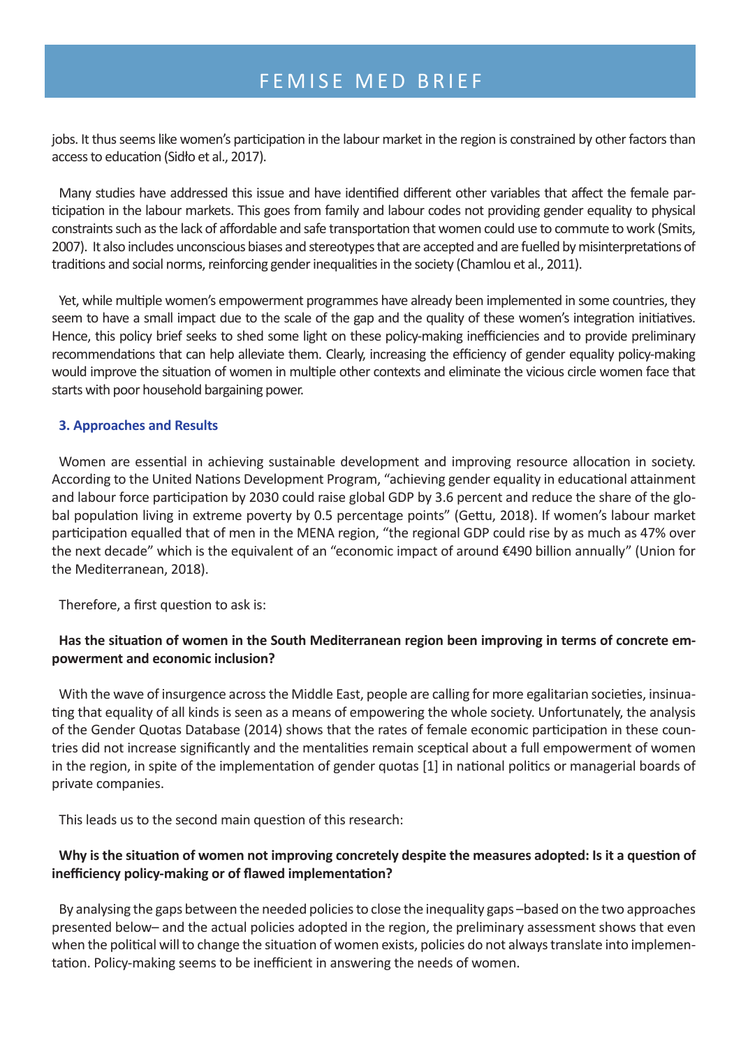jobs. It thus seems like women's participation in the labour market in the region is constrained by other factors than access to education (Sidło et al., 2017).

Many studies have addressed this issue and have identified different other variables that affect the female participation in the labour markets. This goes from family and labour codes not providing gender equality to physical constraints such as the lack of affordable and safe transportation that women could use to commute to work (Smits, 2007). It also includes unconscious biases and stereotypes that are accepted and are fuelled by misinterpretations of traditions and social norms, reinforcing gender inequalities in the society (Chamlou et al., 2011).

Yet, while multiple women's empowerment programmes have already been implemented in some countries, they seem to have a small impact due to the scale of the gap and the quality of these women's integration initiatives. Hence, this policy brief seeks to shed some light on these policy-making inefficiencies and to provide preliminary recommendations that can help alleviate them. Clearly, increasing the efficiency of gender equality policy-making would improve the situation of women in multiple other contexts and eliminate the vicious circle women face that starts with poor household bargaining power.

### 3. Approaches and Results

Women are essential in achieving sustainable development and improving resource allocation in society. According to the United Nations Development Program, "achieving gender equality in educational attainment and labour force participation by 2030 could raise global GDP by 3.6 percent and reduce the share of the global population living in extreme poverty by 0.5 percentage points" (Gettu, 2018). If women's labour market participation equalled that of men in the MENA region, "the regional GDP could rise by as much as 47% over the next decade" which is the equivalent of an "economic impact of around €490 billion annually" (Union for the Mediterranean, 2018).

Therefore, a first question to ask is:

**Has the situation of women in the South Mediterranean region been improving in terms of concrete empowerment and economic inclusion?**

With the wave of insurgence across the Middle East, people are calling for more egalitarian societies, insinuating that equality of all kinds is seen as a means of empowering the whole society. Unfortunately, the analysis of the Gender Quotas Database (2014) shows that the rates of female economic participation in these countries did not increase significantly and the mentalities remain sceptical about a full empowerment of women in the region, in spite of the implementation of gender quotas [1] in national politics or managerial boards of private companies.

This leads us to the second main question of this research:

**Why is the situation of women not improving concretely despite the measures adopted: Is it a question of inefficiency policy-making or of flawed implementation?**

By analysing the gaps between the needed policies to close the inequality gaps –based on the two approaches presented below– and the actual policies adopted in the region, the preliminary assessment shows that even when the political will to change the situation of women exists, policies do not always translate into implementation. Policy-making seems to be inefficient in answering the needs of women.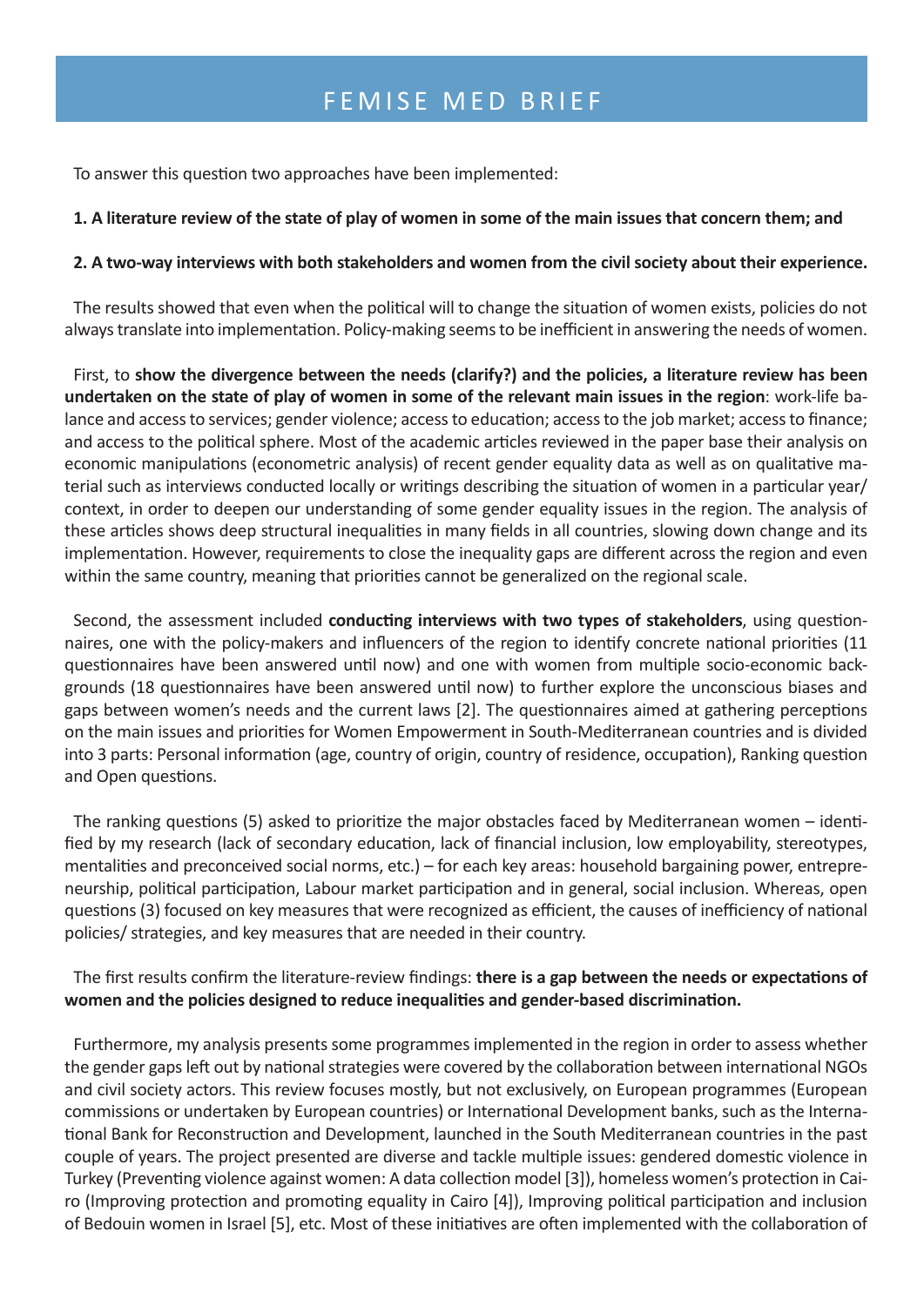To answer this question two approaches have been implemented:

**1. A literature review of the state of play of women in some of the main issues that concern them; and**

**2. A two-way interviews with both stakeholders and women from the civil society about their experience.**

The results showed that even when the political will to change the situation of women exists, policies do not always translate into implementation. Policy-making seems to be inefficient in answering the needs of women.

First, to **show the divergence between the needs (clarify?) and the policies, a literature review has been undertaken on the state of play of women in some of the relevant main issues in the region**: work-life balance and access to services; gender violence; access to education; access to the job market; access to finance; and access to the political sphere. Most of the academic articles reviewed in the paper base their analysis on economic manipulations (econometric analysis) of recent gender equality data as well as on qualitative material such as interviews conducted locally or writings describing the situation of women in a particular year/context, in order to deepen our understanding of some gender equality issues in the region. The analysis of these articles shows deep structural inequalities in many fields in all countries, slowing down change and its implementation. However, requirements to close the inequality gaps are different across the region and even within the same country, meaning that priorities cannot be generalized on the regional scale.

Second, the assessment included **conducting interviews with two types of stakeholders**, using questionnaires, one with the policy-makers and influencers of the region to identify concrete national priorities (11 questionnaires have been answered until now) and one with women from multiple socio-economic backgrounds (18 questionnaires have been answered until now) to further explore the unconscious biases and gaps between women's needs and the current laws [2]. The questionnaires aimed at gathering perceptions on the main issues and priorities for Women Empowerment in South-Mediterranean countries and is divided into 3 parts: Personal information (age, country of origin, country of residence, occupation), Ranking question and Open questions.

The ranking questions (5) asked to prioritize the major obstacles faced by Mediterranean women – identified by my research (lack of secondary education, lack of financial inclusion, low employability, stereotypes, mentalities and preconceived social norms, etc.) – for each key areas: household bargaining power, entrepreneurship, political participation, Labour market participation and in general, social inclusion. Whereas, open questions (3) focused on key measures that were recognized as efficient, the causes of inefficiency of national policies/ strategies, and key measures that are needed in their country.

The first results confirm the literature-review findings: **there is a gap between the needs or expectations of women and the policies designed to reduce inequalities and gender-based discrimination.**

Furthermore, my analysis presents some programmes implemented in the region in order to assess whether the gender gaps left out by national strategies were covered by the collaboration between international NGOs and civil society actors. This review focuses mostly, but not exclusively, on European programmes (European commissions or undertaken by European countries) or International Development banks, such as the International Bank for Reconstruction and Development, launched in the South Mediterranean countries in the past couple of years. The project presented are diverse and tackle multiple issues: gendered domestic violence in Turkey (Preventing violence against women: A data collection model [3]), homeless women's protection in Cairo (Improving protection and promoting equality in Cairo [4]), Improving political participation and inclusion of Bedouin women in Israel [5], etc. Most of these initiatives are often implemented with the collaboration of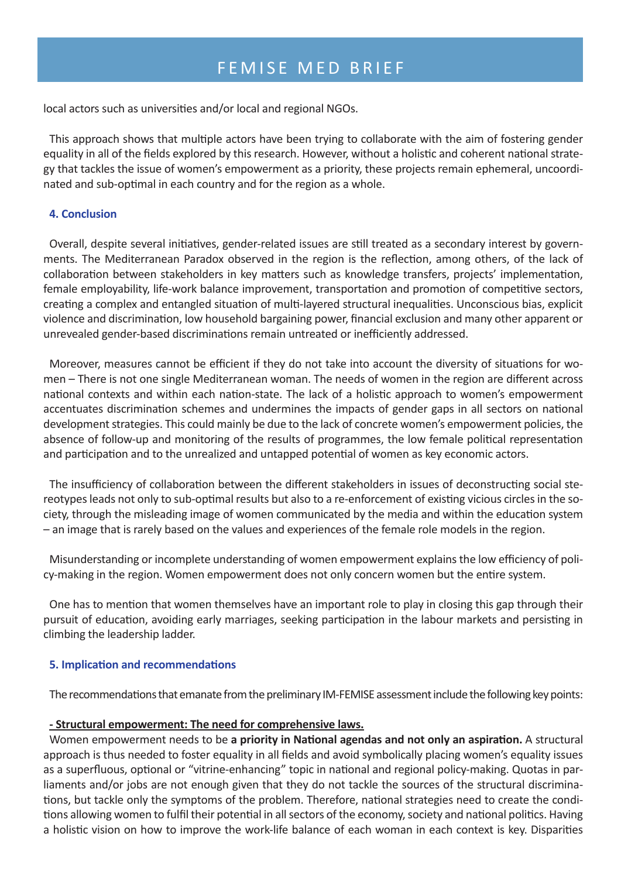local actors such as universities and/or local and regional NGOs.

This approach shows that multiple actors have been trying to collaborate with the aim of fostering gender equality in all of the fields explored by this research. However, without a holistic and coherent national strategy that tackles the issue of women's empowerment as a priority, these projects remain ephemeral, uncoordinated and sub-optimal in each country and for the region as a whole.

### 4. Conclusion

Overall, despite several initiatives, gender-related issues are still treated as a secondary interest by governments. The Mediterranean Paradox observed in the region is the reflection, among others, of the lack of collaboration between stakeholders in key matters such as knowledge transfers, projects' implementation, female employability, life-work balance improvement, transportation and promotion of competitive sectors, creating a complex and entangled situation of multi-layered structural inequalities. Unconscious bias, explicit violence and discrimination, low household bargaining power, financial exclusion and many other apparent or unrevealed gender-based discriminations remain untreated or inefficiently addressed.

Moreover, measures cannot be efficient if they do not take into account the diversity of situations for women – There is not one single Mediterranean woman. The needs of women in the region are different across national contexts and within each nation-state. The lack of a holistic approach to women's empowerment accentuates discrimination schemes and undermines the impacts of gender gaps in all sectors on national development strategies. This could mainly be due to the lack of concrete women's empowerment policies, the absence of follow-up and monitoring of the results of programmes, the low female political representation and participation and to the unrealized and untapped potential of women as key economic actors.

The insufficiency of collaboration between the different stakeholders in issues of deconstructing social stereotypes leads not only to sub-optimal results but also to a re-enforcement of existing vicious circles in the society, through the misleading image of women communicated by the media and within the education system – an image that is rarely based on the values and experiences of the female role models in the region.

Misunderstanding or incomplete understanding of women empowerment explains the low efficiency of policy-making in the region. Women empowerment does not only concern women but the entire system.

One has to mention that women themselves have an important role to play in closing this gap through their pursuit of education, avoiding early marriages, seeking participation in the labour markets and persisting in climbing the leadership ladder.

### 5. Implication and recommendations

The recommendations that emanate from the preliminary IM-FEMISE assessment include the following key points:

**- Structural empowerment: The need for comprehensive laws.**

Women empowerment needs to be **a priority in National agendas and not only an aspiration.** A structural approach is thus needed to foster equality in all fields and avoid symbolically placing women's equality issues as a superfluous, optional or "vitrine-enhancing" topic in national and regional policy-making. Quotas in parliaments and/or jobs are not enough given that they do not tackle the sources of the structural discriminations, but tackle only the symptoms of the problem. Therefore, national strategies need to create the conditions allowing women to fulfil their potential in all sectors of the economy, society and national politics. Having a holistic vision on how to improve the work-life balance of each woman in each context is key. Disparities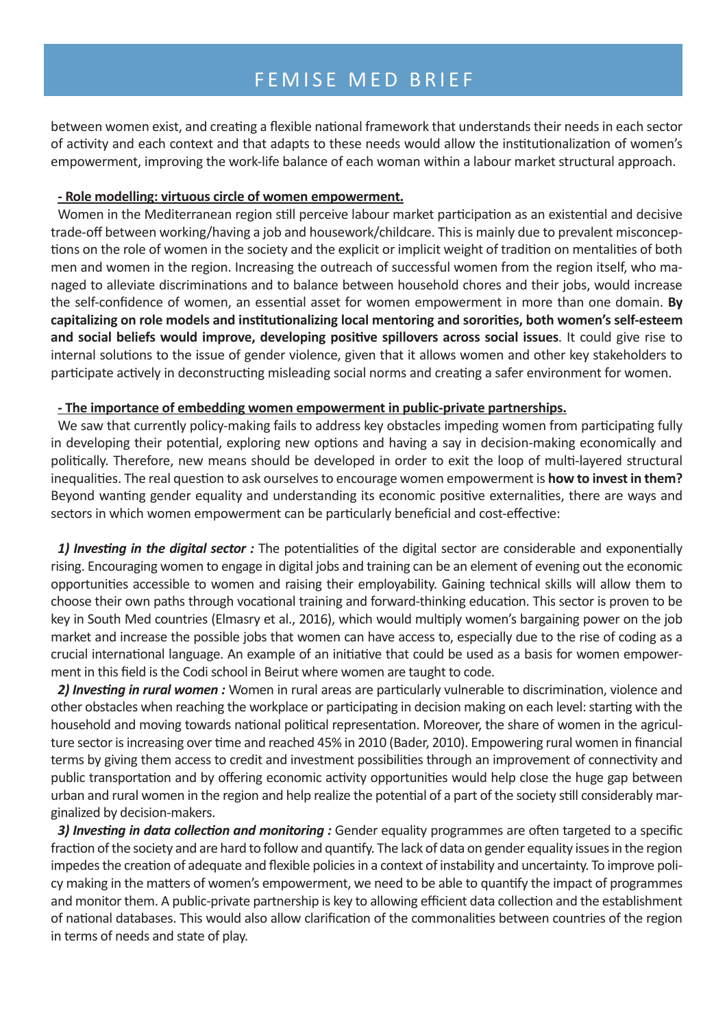between women exist, and creating a flexible national framework that understands their needs in each sector of activity and each context and that adapts to these needs would allow the institutionalization of women's empowerment, improving the work-life balance of each woman within a labour market structural approach.

**- Role modelling: virtuous circle of women empowerment.**

Women in the Mediterranean region still perceive labour market participation as an existential and decisive trade-off between working/having a job and housework/childcare. This is mainly due to prevalent misconceptions on the role of women in the society and the explicit or implicit weight of tradition on mentalities of both men and women in the region. Increasing the outreach of successful women from the region itself, who managed to alleviate discriminations and to balance between household chores and their jobs, would increase the self-confidence of women, an essential asset for women empowerment in more than one domain. **By capitalizing on role models and institutionalizing local mentoring and sororities, both women's self-esteem and social beliefs would improve, developing positive spillovers across social issues**. It could give rise to internal solutions to the issue of gender violence, given that it allows women and other key stakeholders to participate actively in deconstructing misleading social norms and creating a safer environment for women.

**- The importance of embedding women empowerment in public-private partnerships.**

We saw that currently policy-making fails to address key obstacles impeding women from participating fully in developing their potential, exploring new options and having a say in decision-making economically and politically. Therefore, new means should be developed in order to exit the loop of multi-layered structural inequalities. The real question to ask ourselves to encourage women empowerment is **how to invest in them?** Beyond wanting gender equality and understanding its economic positive externalities, there are ways and sectors in which women empowerment can be particularly beneficial and cost-effective:

***1) Investing in the digital sector :*** The potentialities of the digital sector are considerable and exponentially rising. Encouraging women to engage in digital jobs and training can be an element of evening out the economic opportunities accessible to women and raising their employability. Gaining technical skills will allow them to choose their own paths through vocational training and forward-thinking education. This sector is proven to be key in South Med countries (Elmasry et al., 2016), which would multiply women's bargaining power on the job market and increase the possible jobs that women can have access to, especially due to the rise of coding as a crucial international language. An example of an initiative that could be used as a basis for women empowerment in this field is the Codi school in Beirut where women are taught to code.

***2) Investing in rural women :*** Women in rural areas are particularly vulnerable to discrimination, violence and other obstacles when reaching the workplace or participating in decision making on each level: starting with the household and moving towards national political representation. Moreover, the share of women in the agriculture sector is increasing over time and reached 45% in 2010 (Bader, 2010). Empowering rural women in financial terms by giving them access to credit and investment possibilities through an improvement of connectivity and public transportation and by offering economic activity opportunities would help close the huge gap between urban and rural women in the region and help realize the potential of a part of the society still considerably marginalized by decision-makers.

***3) Investing in data collection and monitoring :*** Gender equality programmes are often targeted to a specific fraction of the society and are hard to follow and quantify. The lack of data on gender equality issues in the region impedes the creation of adequate and flexible policies in a context of instability and uncertainty. To improve policy making in the matters of women's empowerment, we need to be able to quantify the impact of programmes and monitor them. A public-private partnership is key to allowing efficient data collection and the establishment of national databases. This would also allow clarification of the commonalities between countries of the region in terms of needs and state of play.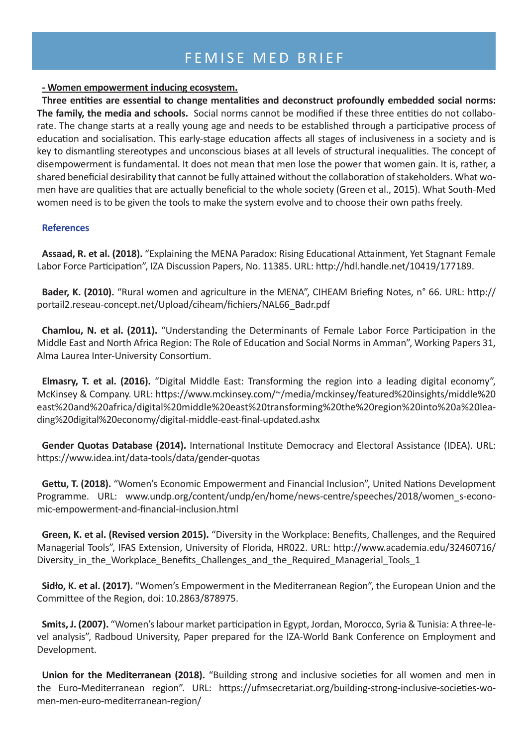**- Women empowerment inducing ecosystem.**

**Three entities are essential to change mentalities and deconstruct profoundly embedded social norms: The family, the media and schools.** Social norms cannot be modified if these three entities do not collaborate. The change starts at a really young age and needs to be established through a participative process of education and socialisation. This early-stage education affects all stages of inclusiveness in a society and is key to dismantling stereotypes and unconscious biases at all levels of structural inequalities. The concept of disempowerment is fundamental. It does not mean that men lose the power that women gain. It is, rather, a shared beneficial desirability that cannot be fully attained without the collaboration of stakeholders. What women have are qualities that are actually beneficial to the whole society (Green et al., 2015). What South-Med women need is to be given the tools to make the system evolve and to choose their own paths freely.

## References

**Assaad, R. et al. (2018).** "Explaining the MENA Paradox: Rising Educational Attainment, Yet Stagnant Female Labor Force Participation", IZA Discussion Papers, No. 11385. URL: http://hdl.handle.net/10419/177189.

**Bader, K. (2010).** "Rural women and agriculture in the MENA", CIHEAM Briefing Notes, n° 66. URL: http://portail2.reseau-concept.net/Upload/ciheam/fichiers/NAL66_Badr.pdf

**Chamlou, N. et al. (2011).** "Understanding the Determinants of Female Labor Force Participation in the Middle East and North Africa Region: The Role of Education and Social Norms in Amman", Working Papers 31, Alma Laurea Inter-University Consortium.

**Elmasry, T. et al. (2016).** "Digital Middle East: Transforming the region into a leading digital economy", McKinsey & Company. URL: https://www.mckinsey.com/~/media/mckinsey/featured%20insights/middle%20east%20and%20africa/digital%20middle%20east%20transforming%20the%20region%20into%20a%20leading%20digital%20economy/digital-middle-east-final-updated.ashx

**Gender Quotas Database (2014).** International Institute Democracy and Electoral Assistance (IDEA). URL: https://www.idea.int/data-tools/data/gender-quotas

**Gettu, T. (2018).** "Women's Economic Empowerment and Financial Inclusion", United Nations Development Programme. URL: www.undp.org/content/undp/en/home/news-centre/speeches/2018/women_s-economic-empowerment-and-financial-inclusion.html

**Green, K. et al. (Revised version 2015).** "Diversity in the Workplace: Benefits, Challenges, and the Required Managerial Tools", IFAS Extension, University of Florida, HR022. URL: http://www.academia.edu/32460716/Diversity_in_the_Workplace_Benefits_Challenges_and_the_Required_Managerial_Tools_1

**Sidło, K. et al. (2017).** "Women's Empowerment in the Mediterranean Region", the European Union and the Committee of the Region, doi: 10.2863/878975.

**Smits, J. (2007).** "Women's labour market participation in Egypt, Jordan, Morocco, Syria & Tunisia: A three-level analysis", Radboud University, Paper prepared for the IZA-World Bank Conference on Employment and Development.

**Union for the Mediterranean (2018).** "Building strong and inclusive societies for all women and men in the Euro-Mediterranean region". URL: https://ufmsecretariat.org/building-strong-inclusive-societies-women-men-euro-mediterranean-region/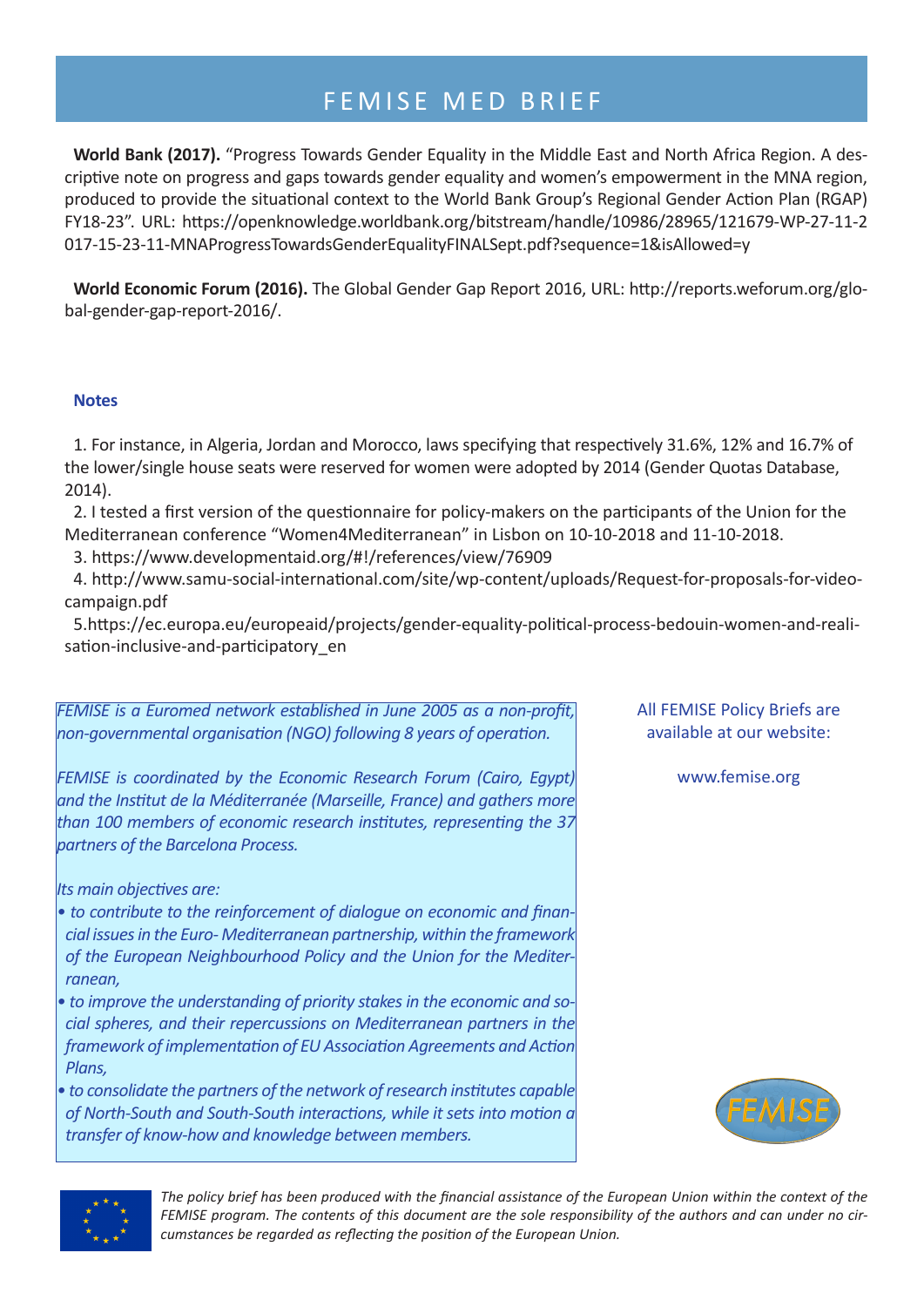**World Bank (2017).** "Progress Towards Gender Equality in the Middle East and North Africa Region. A descriptive note on progress and gaps towards gender equality and women's empowerment in the MNA region, produced to provide the situational context to the World Bank Group's Regional Gender Action Plan (RGAP) FY18-23". URL: https://openknowledge.worldbank.org/bitstream/handle/10986/28965/121679-WP-27-11-2017-15-23-11-MNAProgressTowardsGenderEqualityFINALSept.pdf?sequence=1&isAllowed=y

**World Economic Forum (2016).** The Global Gender Gap Report 2016, URL: http://reports.weforum.org/global-gender-gap-report-2016/.

### Notes

1. For instance, in Algeria, Jordan and Morocco, laws specifying that respectively 31.6%, 12% and 16.7% of the lower/single house seats were reserved for women were adopted by 2014 (Gender Quotas Database, 2014).
2. I tested a first version of the questionnaire for policy-makers on the participants of the Union for the Mediterranean conference "Women4Mediterranean" in Lisbon on 10-10-2018 and 11-10-2018.
3. https://www.developmentaid.org/#!/references/view/76909
4. http://www.samu-social-international.com/site/wp-content/uploads/Request-for-proposals-for-video-campaign.pdf
5. https://ec.europa.eu/europeaid/projects/gender-equality-political-process-bedouin-women-and-realisation-inclusive-and-participatory_en

*FEMISE is a Euromed network established in June 2005 as a non-profit, non-governmental organisation (NGO) following 8 years of operation.*

*FEMISE is coordinated by the Economic Research Forum (Cairo, Egypt) and the Institut de la Méditerranée (Marseille, France) and gathers more than 100 members of economic research institutes, representing the 37 partners of the Barcelona Process.*

*Its main objectives are:*

- *to contribute to the reinforcement of dialogue on economic and financial issues in the Euro- Mediterranean partnership, within the framework of the European Neighbourhood Policy and the Union for the Mediterranean,*
- *to improve the understanding of priority stakes in the economic and social spheres, and their repercussions on Mediterranean partners in the framework of implementation of EU Association Agreements and Action Plans,*
- *to consolidate the partners of the network of research institutes capable of North-South and South-South interactions, while it sets into motion a transfer of know-how and knowledge between members.*

All FEMISE Policy Briefs are available at our website:

www.femise.org

*The policy brief has been produced with the financial assistance of the European Union within the context of the FEMISE program. The contents of this document are the sole responsibility of the authors and can under no circumstances be regarded as reflecting the position of the European Union.*